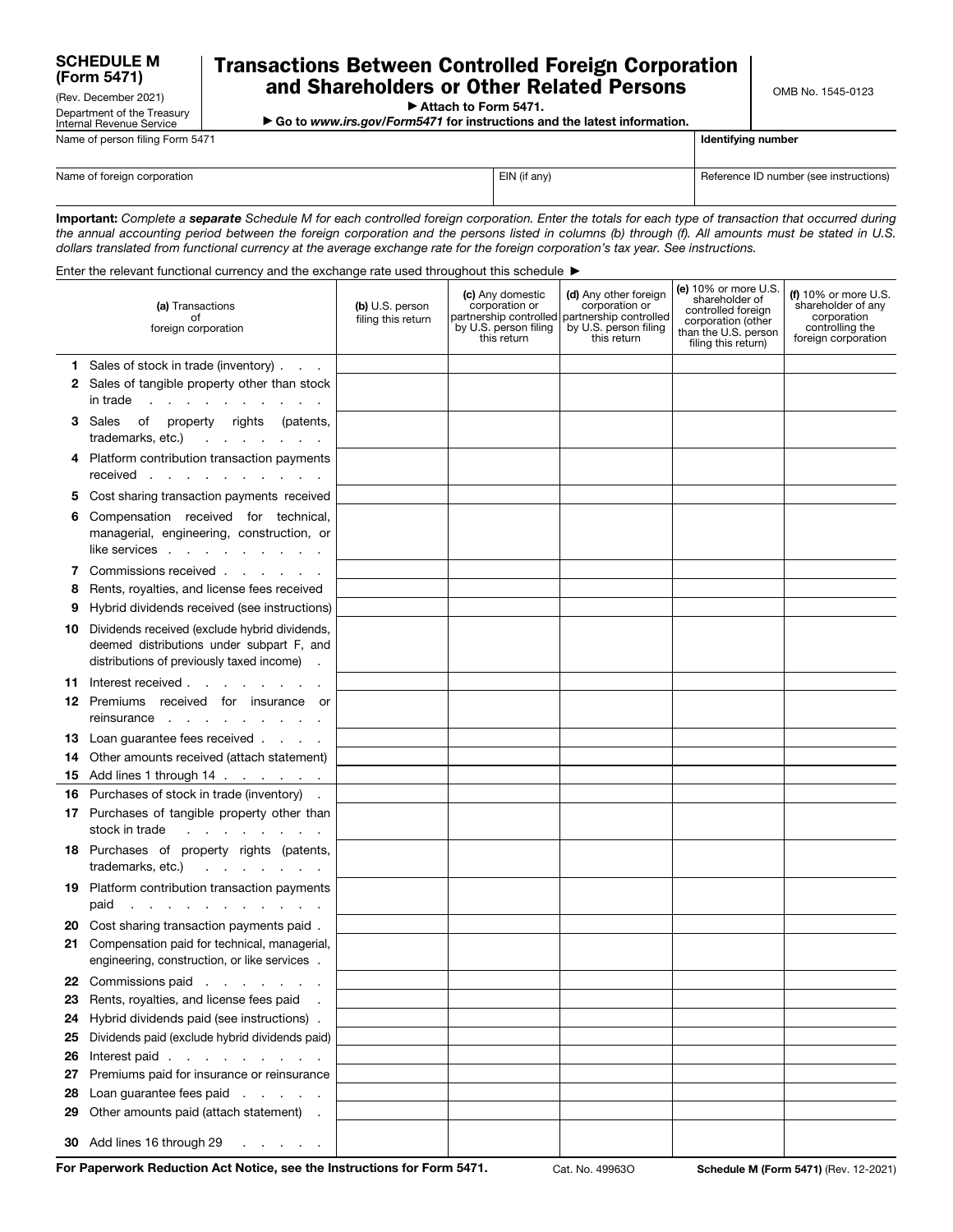**SCHEDULE M (Form 5471)**
(Rev. December 2021)
Department of the Treasury
Internal Revenue Service

# Transactions Between Controlled Foreign Corporation and Shareholders or Other Related Persons

▶ Attach to Form 5471.
▶ Go to *www.irs.gov/Form5471* for instructions and the latest information.

OMB No. 1545-0123

| Name of person filing Form 5471 | | Identifying number |
|---|---|---|
| Name of foreign corporation | EIN (if any) | Reference ID number (see instructions) |

**Important:** *Complete a* ***separate*** *Schedule M for each controlled foreign corporation. Enter the totals for each type of transaction that occurred during the annual accounting period between the foreign corporation and the persons listed in columns (b) through (f). All amounts must be stated in U.S. dollars translated from functional currency at the average exchange rate for the foreign corporation's tax year. See instructions.*

Enter the relevant functional currency and the exchange rate used throughout this schedule ▶

| (a) Transactions of foreign corporation | (b) U.S. person filing this return | (c) Any domestic corporation or partnership controlled by U.S. person filing this return | (d) Any other foreign corporation or partnership controlled by U.S. person filing this return | (e) 10% or more U.S. shareholder of controlled foreign corporation (other than the U.S. person filing this return) | (f) 10% or more U.S. shareholder of any corporation controlling the foreign corporation |
|---|---|---|---|---|---|
| **1** Sales of stock in trade (inventory) | | | | | |
| **2** Sales of tangible property other than stock in trade | | | | | |
| **3** Sales of property rights (patents, trademarks, etc.) | | | | | |
| **4** Platform contribution transaction payments received | | | | | |
| **5** Cost sharing transaction payments received | | | | | |
| **6** Compensation received for technical, managerial, engineering, construction, or like services | | | | | |
| **7** Commissions received | | | | | |
| **8** Rents, royalties, and license fees received | | | | | |
| **9** Hybrid dividends received (see instructions) | | | | | |
| **10** Dividends received (exclude hybrid dividends, deemed distributions under subpart F, and distributions of previously taxed income) | | | | | |
| **11** Interest received | | | | | |
| **12** Premiums received for insurance or reinsurance | | | | | |
| **13** Loan guarantee fees received | | | | | |
| **14** Other amounts received (attach statement) | | | | | |
| **15** Add lines 1 through 14 | | | | | |
| **16** Purchases of stock in trade (inventory) | | | | | |
| **17** Purchases of tangible property other than stock in trade | | | | | |
| **18** Purchases of property rights (patents, trademarks, etc.) | | | | | |
| **19** Platform contribution transaction payments paid | | | | | |
| **20** Cost sharing transaction payments paid | | | | | |
| **21** Compensation paid for technical, managerial, engineering, construction, or like services | | | | | |
| **22** Commissions paid | | | | | |
| **23** Rents, royalties, and license fees paid | | | | | |
| **24** Hybrid dividends paid (see instructions) | | | | | |
| **25** Dividends paid (exclude hybrid dividends paid) | | | | | |
| **26** Interest paid | | | | | |
| **27** Premiums paid for insurance or reinsurance | | | | | |
| **28** Loan guarantee fees paid | | | | | |
| **29** Other amounts paid (attach statement) | | | | | |
| **30** Add lines 16 through 29 | | | | | |

**For Paperwork Reduction Act Notice, see the Instructions for Form 5471.** Cat. No. 49963O **Schedule M (Form 5471)** (Rev. 12-2021)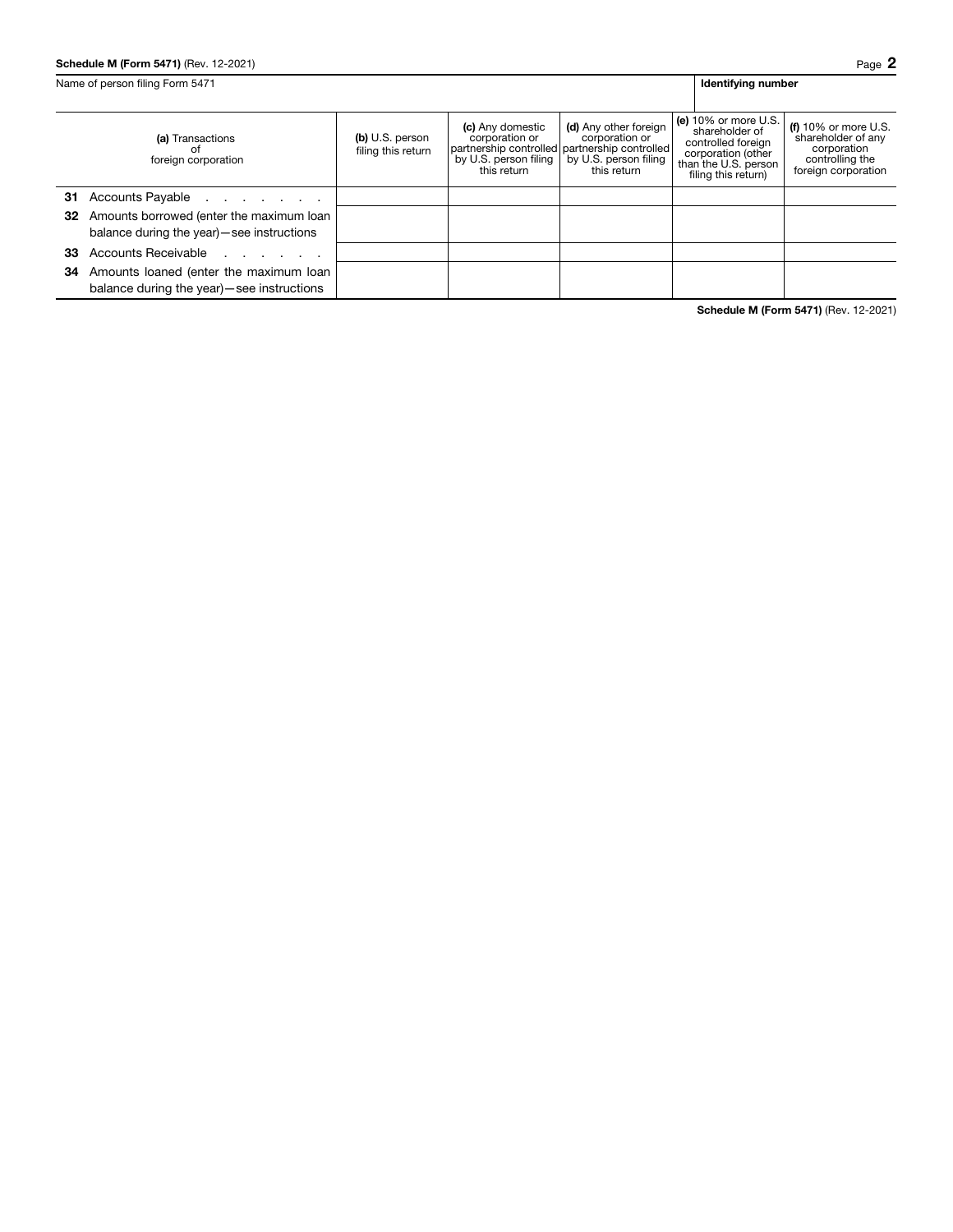Name of person filing Form 5471 | Identifying number

| (a) Transactions of foreign corporation | (b) U.S. person filing this return | (c) Any domestic corporation or partnership controlled by U.S. person filing this return | (d) Any other foreign corporation or partnership controlled by U.S. person filing this return | (e) 10% or more U.S. shareholder of controlled foreign corporation (other than the U.S. person filing this return) | (f) 10% or more U.S. shareholder of any corporation controlling the foreign corporation |
|---|---|---|---|---|---|
| **31** Accounts Payable | | | | | |
| **32** Amounts borrowed (enter the maximum loan balance during the year)—see instructions | | | | | |
| **33** Accounts Receivable | | | | | |
| **34** Amounts loaned (enter the maximum loan balance during the year)—see instructions | | | | | |